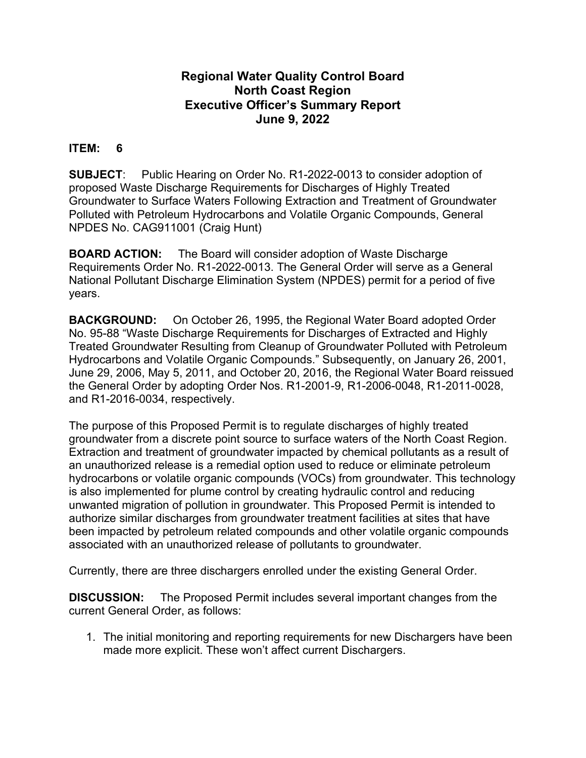# Regional Water Quality Control Board
# North Coast Region
# Executive Officer's Summary Report
# June 9, 2022

**ITEM: 6**

**SUBJECT**: Public Hearing on Order No. R1-2022-0013 to consider adoption of proposed Waste Discharge Requirements for Discharges of Highly Treated Groundwater to Surface Waters Following Extraction and Treatment of Groundwater Polluted with Petroleum Hydrocarbons and Volatile Organic Compounds, General NPDES No. CAG911001 (Craig Hunt)

**BOARD ACTION:** The Board will consider adoption of Waste Discharge Requirements Order No. R1-2022-0013. The General Order will serve as a General National Pollutant Discharge Elimination System (NPDES) permit for a period of five years.

**BACKGROUND:** On October 26, 1995, the Regional Water Board adopted Order No. 95-88 "Waste Discharge Requirements for Discharges of Extracted and Highly Treated Groundwater Resulting from Cleanup of Groundwater Polluted with Petroleum Hydrocarbons and Volatile Organic Compounds." Subsequently, on January 26, 2001, June 29, 2006, May 5, 2011, and October 20, 2016, the Regional Water Board reissued the General Order by adopting Order Nos. R1-2001-9, R1-2006-0048, R1-2011-0028, and R1-2016-0034, respectively.

The purpose of this Proposed Permit is to regulate discharges of highly treated groundwater from a discrete point source to surface waters of the North Coast Region. Extraction and treatment of groundwater impacted by chemical pollutants as a result of an unauthorized release is a remedial option used to reduce or eliminate petroleum hydrocarbons or volatile organic compounds (VOCs) from groundwater. This technology is also implemented for plume control by creating hydraulic control and reducing unwanted migration of pollution in groundwater. This Proposed Permit is intended to authorize similar discharges from groundwater treatment facilities at sites that have been impacted by petroleum related compounds and other volatile organic compounds associated with an unauthorized release of pollutants to groundwater.

Currently, there are three dischargers enrolled under the existing General Order.

**DISCUSSION:** The Proposed Permit includes several important changes from the current General Order, as follows:

1. The initial monitoring and reporting requirements for new Dischargers have been made more explicit. These won't affect current Dischargers.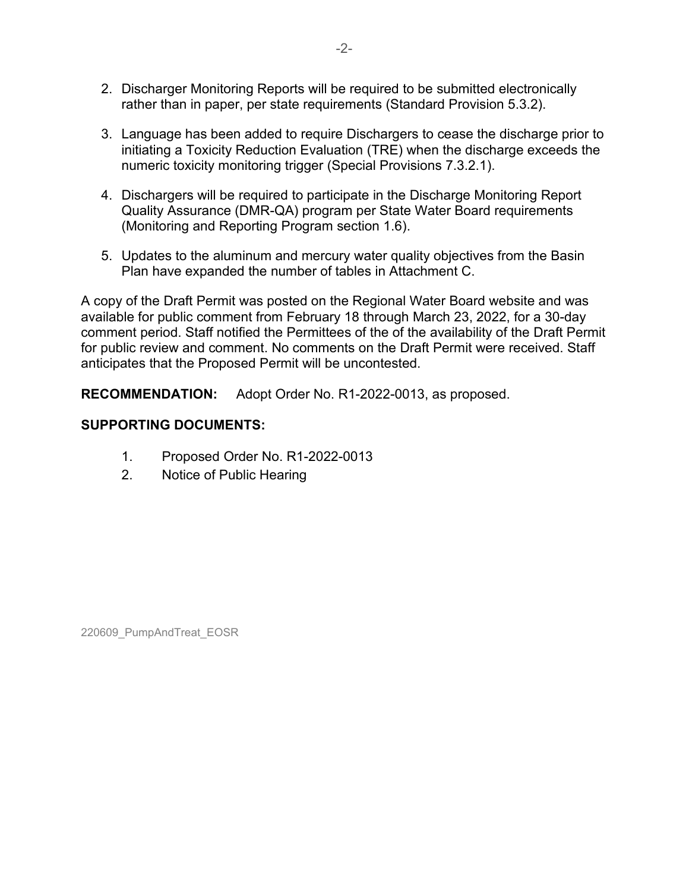2. Discharger Monitoring Reports will be required to be submitted electronically rather than in paper, per state requirements (Standard Provision 5.3.2).

3. Language has been added to require Dischargers to cease the discharge prior to initiating a Toxicity Reduction Evaluation (TRE) when the discharge exceeds the numeric toxicity monitoring trigger (Special Provisions 7.3.2.1).

4. Dischargers will be required to participate in the Discharge Monitoring Report Quality Assurance (DMR-QA) program per State Water Board requirements (Monitoring and Reporting Program section 1.6).

5. Updates to the aluminum and mercury water quality objectives from the Basin Plan have expanded the number of tables in Attachment C.

A copy of the Draft Permit was posted on the Regional Water Board website and was available for public comment from February 18 through March 23, 2022, for a 30-day comment period. Staff notified the Permittees of the of the availability of the Draft Permit for public review and comment. No comments on the Draft Permit were received. Staff anticipates that the Proposed Permit will be uncontested.

**RECOMMENDATION:** Adopt Order No. R1-2022-0013, as proposed.

**SUPPORTING DOCUMENTS:**

1. Proposed Order No. R1-2022-0013
2. Notice of Public Hearing

220609_PumpAndTreat_EOSR